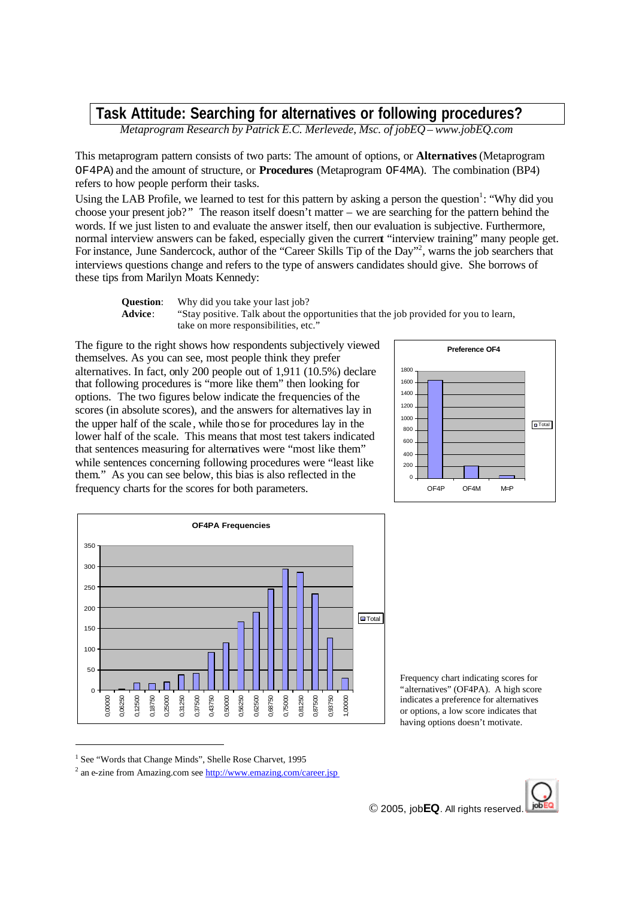# Task Attitude: Searching for alternatives or following procedures?

*Metaprogram Research by Patrick E.C. Merlevede, Msc. of jobEQ – www.jobEQ.com*

This metaprogram pattern consists of two parts: The amount of options, or **Alternatives** (Metaprogram OF4PA) and the amount of structure, or **Procedures** (Metaprogram OF4MA). The combination (BP4) refers to how people perform their tasks.

Using the LAB Profile, we learned to test for this pattern by asking a person the question[1]: "Why did you choose your present job?" The reason itself doesn't matter – we are searching for the pattern behind the words. If we just listen to and evaluate the answer itself, then our evaluation is subjective. Furthermore, normal interview answers can be faked, especially given the current "interview training" many people get. For instance, June Sandercock, author of the "Career Skills Tip of the Day"[2], warns the job searchers that interviews questions change and refers to the type of answers candidates should give. She borrows of these tips from Marilyn Moats Kennedy:

> **Question**: Why did you take your last job?
> **Advice**: "Stay positive. Talk about the opportunities that the job provided for you to learn, take on more responsibilities, etc."

The figure to the right shows how respondents subjectively viewed themselves. As you can see, most people think they prefer alternatives. In fact, only 200 people out of 1,911 (10.5%) declare that following procedures is "more like them" then looking for options. The two figures below indicate the frequencies of the scores (in absolute scores), and the answers for alternatives lay in the upper half of the scale, while those for procedures lay in the lower half of the scale. This means that most test takers indicated that sentences measuring for alternatives were "most like them" while sentences concerning following procedures were "least like them." As you can see below, this bias is also reflected in the frequency charts for the scores for both parameters.

Preference OF4

1800
1600
1400
1200
1000
800
600
400
200
0

OF4P
OF4M
M=P

Total

OF4PA Frequencies

350
300
250
200
150
100
50
0

0,00000 0,06250 0,12500 0,18750 0,25000 0,31250 0,37500 0,43750 0,50000 0,56250 0,62500 0,68750 0,75000 0,81250 0,87500 0,93750 1,00000

Total

Frequency chart indicating scores for "alternatives" (OF4PA). A high score indicates a preference for alternatives or options, a low score indicates that having options doesn't motivate.

---

[1] See "Words that Change Minds", Shelle Rose Charvet, 1995

[2] an e-zine from Amazing.com see http://www.emazing.com/career.jsp

© 2005, jobEQ. All rights reserved.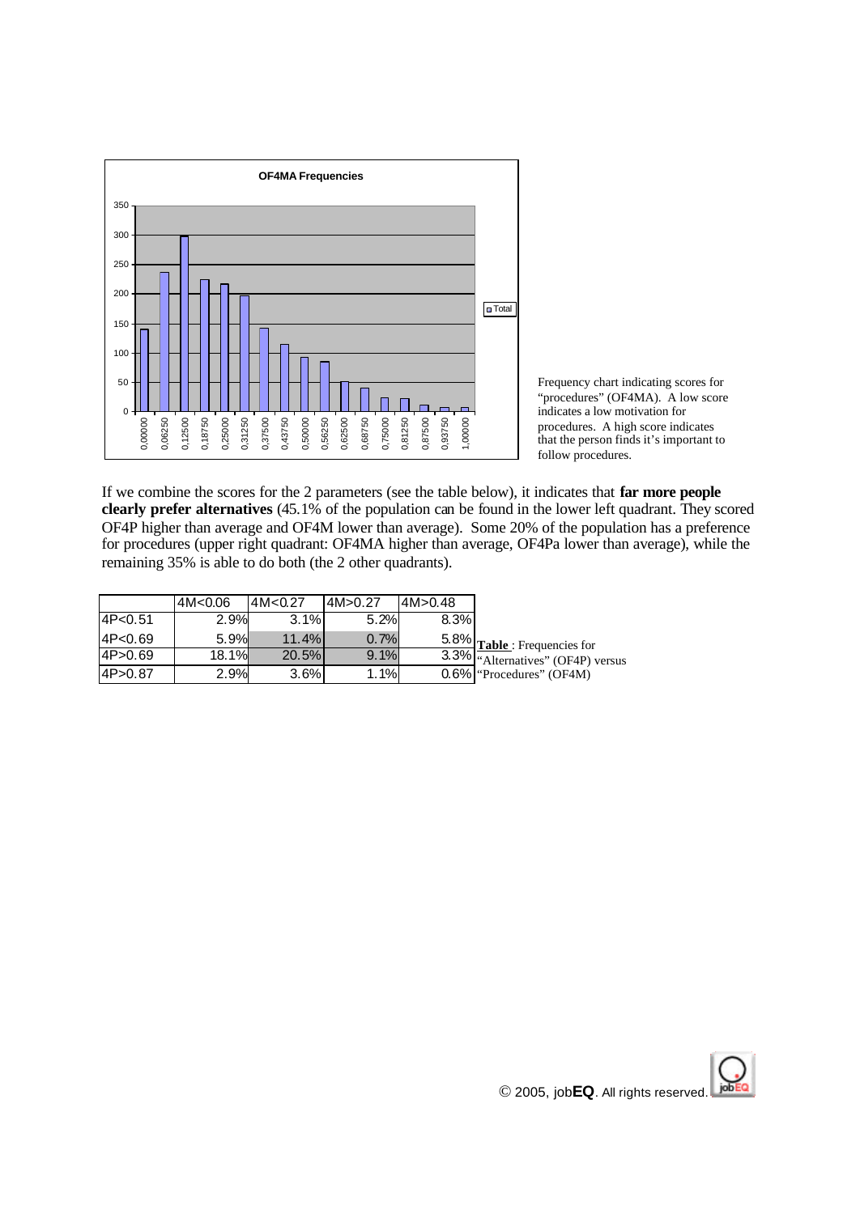OF4MA Frequencies

350
300
250
200
150
100
50
0

0,00000
0,06250
0,12500
0,18750
0,25000
0,31250
0,37500
0,43750
0,50000
0,56250
0,62500
0,68750
0,75000
0,81250
0,87500
0,93750
1,00000

Total

Frequency chart indicating scores for "procedures" (OF4MA). A low score indicates a low motivation for procedures. A high score indicates that the person finds it's important to follow procedures.

If we combine the scores for the 2 parameters (see the table below), it indicates that **far more people clearly prefer alternatives** (45.1% of the population can be found in the lower left quadrant. They scored OF4P higher than average and OF4M lower than average). Some 20% of the population has a preference for procedures (upper right quadrant: OF4MA higher than average, OF4Pa lower than average), while the remaining 35% is able to do both (the 2 other quadrants).

| | 4M<0.06 | 4M<0.27 | 4M>0.27 | 4M>0.48 |
|---|---|---|---|---|
| 4P<0.51 | 2.9% | 3.1% | 5.2% | 8.3% |
| 4P<0.69 | 5.9% | 11.4% | 0.7% | 5.8% |
| 4P>0.69 | 18.1% | 20.5% | 9.1% | 3.3% |
| 4P>0.87 | 2.9% | 3.6% | 1.1% | 0.6% |

**Table** : Frequencies for "Alternatives" (OF4P) versus "Procedures" (OF4M)